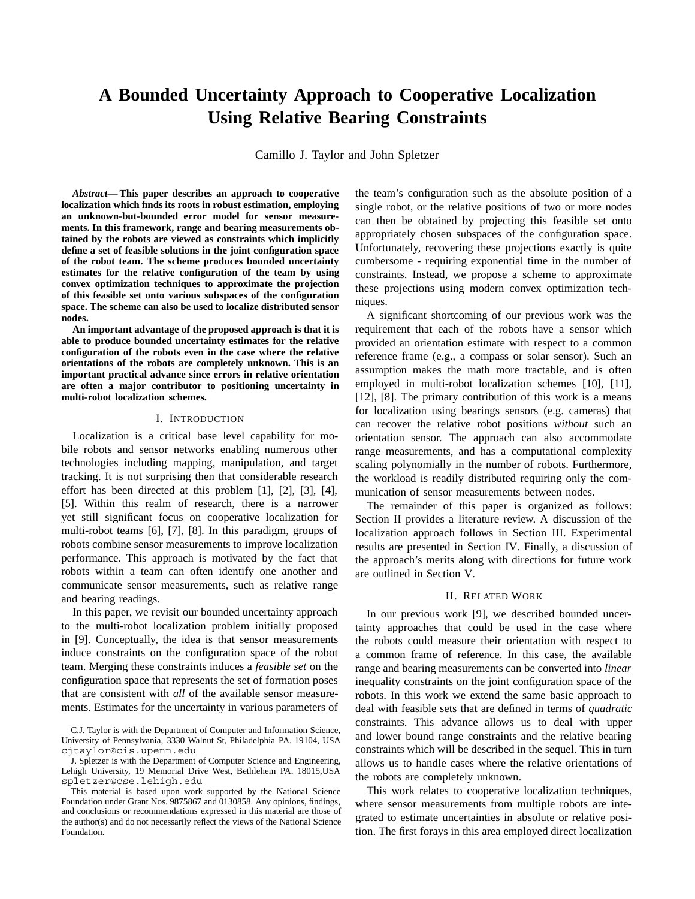# A Bounded Uncertainty Approach to Cooperative Localization Using Relative Bearing Constraints

Camillo J. Taylor and John Spletzer

***Abstract*— This paper describes an approach to cooperative localization which finds its roots in robust estimation, employing an unknown-but-bounded error model for sensor measurements. In this framework, range and bearing measurements obtained by the robots are viewed as constraints which implicitly define a set of feasible solutions in the joint configuration space of the robot team. The scheme produces bounded uncertainty estimates for the relative configuration of the team by using convex optimization techniques to approximate the projection of this feasible set onto various subspaces of the configuration space. The scheme can also be used to localize distributed sensor nodes.**

**An important advantage of the proposed approach is that it is able to produce bounded uncertainty estimates for the relative configuration of the robots even in the case where the relative orientations of the robots are completely unknown. This is an important practical advance since errors in relative orientation are often a major contributor to positioning uncertainty in multi-robot localization schemes.**

## I. Introduction

Localization is a critical base level capability for mobile robots and sensor networks enabling numerous other technologies including mapping, manipulation, and target tracking. It is not surprising then that considerable research effort has been directed at this problem [1], [2], [3], [4], [5]. Within this realm of research, there is a narrower yet still significant focus on cooperative localization for multi-robot teams [6], [7], [8]. In this paradigm, groups of robots combine sensor measurements to improve localization performance. This approach is motivated by the fact that robots within a team can often identify one another and communicate sensor measurements, such as relative range and bearing readings.

In this paper, we revisit our bounded uncertainty approach to the multi-robot localization problem initially proposed in [9]. Conceptually, the idea is that sensor measurements induce constraints on the configuration space of the robot team. Merging these constraints induces a *feasible set* on the configuration space that represents the set of formation poses that are consistent with *all* of the available sensor measurements. Estimates for the uncertainty in various parameters of the team's configuration such as the absolute position of a single robot, or the relative positions of two or more nodes can then be obtained by projecting this feasible set onto appropriately chosen subspaces of the configuration space. Unfortunately, recovering these projections exactly is quite cumbersome - requiring exponential time in the number of constraints. Instead, we propose a scheme to approximate these projections using modern convex optimization techniques.

A significant shortcoming of our previous work was the requirement that each of the robots have a sensor which provided an orientation estimate with respect to a common reference frame (e.g., a compass or solar sensor). Such an assumption makes the math more tractable, and is often employed in multi-robot localization schemes [10], [11], [12], [8]. The primary contribution of this work is a means for localization using bearings sensors (e.g. cameras) that can recover the relative robot positions *without* such an orientation sensor. The approach can also accommodate range measurements, and has a computational complexity scaling polynomially in the number of robots. Furthermore, the workload is readily distributed requiring only the communication of sensor measurements between nodes.

The remainder of this paper is organized as follows: Section II provides a literature review. A discussion of the localization approach follows in Section III. Experimental results are presented in Section IV. Finally, a discussion of the approach's merits along with directions for future work are outlined in Section V.

## II. Related Work

In our previous work [9], we described bounded uncertainty approaches that could be used in the case where the robots could measure their orientation with respect to a common frame of reference. In this case, the available range and bearing measurements can be converted into *linear* inequality constraints on the joint configuration space of the robots. In this work we extend the same basic approach to deal with feasible sets that are defined in terms of *quadratic* constraints. This advance allows us to deal with upper and lower bound range constraints and the relative bearing constraints which will be described in the sequel. This in turn allows us to handle cases where the relative orientations of the robots are completely unknown.

This work relates to cooperative localization techniques, where sensor measurements from multiple robots are integrated to estimate uncertainties in absolute or relative position. The first forays in this area employed direct localization

C.J. Taylor is with the Department of Computer and Information Science, University of Pennsylvania, 3330 Walnut St, Philadelphia PA. 19104, USA cjtaylor@cis.upenn.edu

J. Spletzer is with the Department of Computer Science and Engineering, Lehigh University, 19 Memorial Drive West, Bethlehem PA. 18015,USA spletzer@cse.lehigh.edu

This material is based upon work supported by the National Science Foundation under Grant Nos. 9875867 and 0130858. Any opinions, findings, and conclusions or recommendations expressed in this material are those of the author(s) and do not necessarily reflect the views of the National Science Foundation.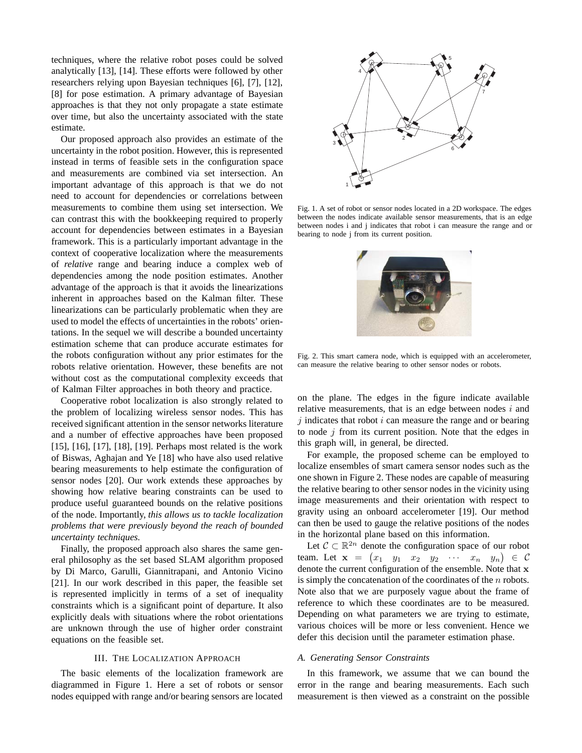techniques, where the relative robot poses could be solved analytically [13], [14]. These efforts were followed by other researchers relying upon Bayesian techniques [6], [7], [12], [8] for pose estimation. A primary advantage of Bayesian approaches is that they not only propagate a state estimate over time, but also the uncertainty associated with the state estimate.

Our proposed approach also provides an estimate of the uncertainty in the robot position. However, this is represented instead in terms of feasible sets in the configuration space and measurements are combined via set intersection. An important advantage of this approach is that we do not need to account for dependencies or correlations between measurements to combine them using set intersection. We can contrast this with the bookkeeping required to properly account for dependencies between estimates in a Bayesian framework. This is a particularly important advantage in the context of cooperative localization where the measurements of *relative* range and bearing induce a complex web of dependencies among the node position estimates. Another advantage of the approach is that it avoids the linearizations inherent in approaches based on the Kalman filter. These linearizations can be particularly problematic when they are used to model the effects of uncertainties in the robots' orientations. In the sequel we will describe a bounded uncertainty estimation scheme that can produce accurate estimates for the robots configuration without any prior estimates for the robots relative orientation. However, these benefits are not without cost as the computational complexity exceeds that of Kalman Filter approaches in both theory and practice.

Cooperative robot localization is also strongly related to the problem of localizing wireless sensor nodes. This has received significant attention in the sensor networks literature and a number of effective approaches have been proposed [15], [16], [17], [18], [19]. Perhaps most related is the work of Biswas, Aghajan and Ye [18] who have also used relative bearing measurements to help estimate the configuration of sensor nodes [20]. Our work extends these approaches by showing how relative bearing constraints can be used to produce useful guaranteed bounds on the relative positions of the node. Importantly, *this allows us to tackle localization problems that were previously beyond the reach of bounded uncertainty techniques.*

Finally, the proposed approach also shares the same general philosophy as the set based SLAM algorithm proposed by Di Marco, Garulli, Giannitrapani, and Antonio Vicino [21]. In our work described in this paper, the feasible set is represented implicitly in terms of a set of inequality constraints which is a significant point of departure. It also explicitly deals with situations where the robot orientations are unknown through the use of higher order constraint equations on the feasible set.

## III. The Localization Approach

The basic elements of the localization framework are diagrammed in Figure 1. Here a set of robots or sensor nodes equipped with range and/or bearing sensors are located on the plane. The edges in the figure indicate available relative measurements, that is an edge between nodes $i$ and $j$ indicates that robot $i$ can measure the range and or bearing to node $j$ from its current position. Note that the edges in this graph will, in general, be directed.

Fig. 1. A set of robot or sensor nodes located in a 2D workspace. The edges between the nodes indicate available sensor measurements, that is an edge between nodes i and j indicates that robot i can measure the range and or bearing to node j from its current position.

Fig. 2. This smart camera node, which is equipped with an accelerometer, can measure the relative bearing to other sensor nodes or robots.

For example, the proposed scheme can be employed to localize ensembles of smart camera sensor nodes such as the one shown in Figure 2. These nodes are capable of measuring the relative bearing to other sensor nodes in the vicinity using image measurements and their orientation with respect to gravity using an onboard accelerometer [19]. Our method can then be used to gauge the relative positions of the nodes in the horizontal plane based on this information.

Let $\mathcal{C} \subset \mathbb{R}^{2n}$ denote the configuration space of our robot team. Let $\mathbf{x} = \begin{pmatrix} x_1 & y_1 & x_2 & y_2 & \cdots & x_n & y_n \end{pmatrix} \in \mathcal{C}$ denote the current configuration of the ensemble. Note that $\mathbf{x}$ is simply the concatenation of the coordinates of the $n$ robots. Note also that we are purposely vague about the frame of reference to which these coordinates are to be measured. Depending on what parameters we are trying to estimate, various choices will be more or less convenient. Hence we defer this decision until the parameter estimation phase.

### A. Generating Sensor Constraints

In this framework, we assume that we can bound the error in the range and bearing measurements. Each such measurement is then viewed as a constraint on the possible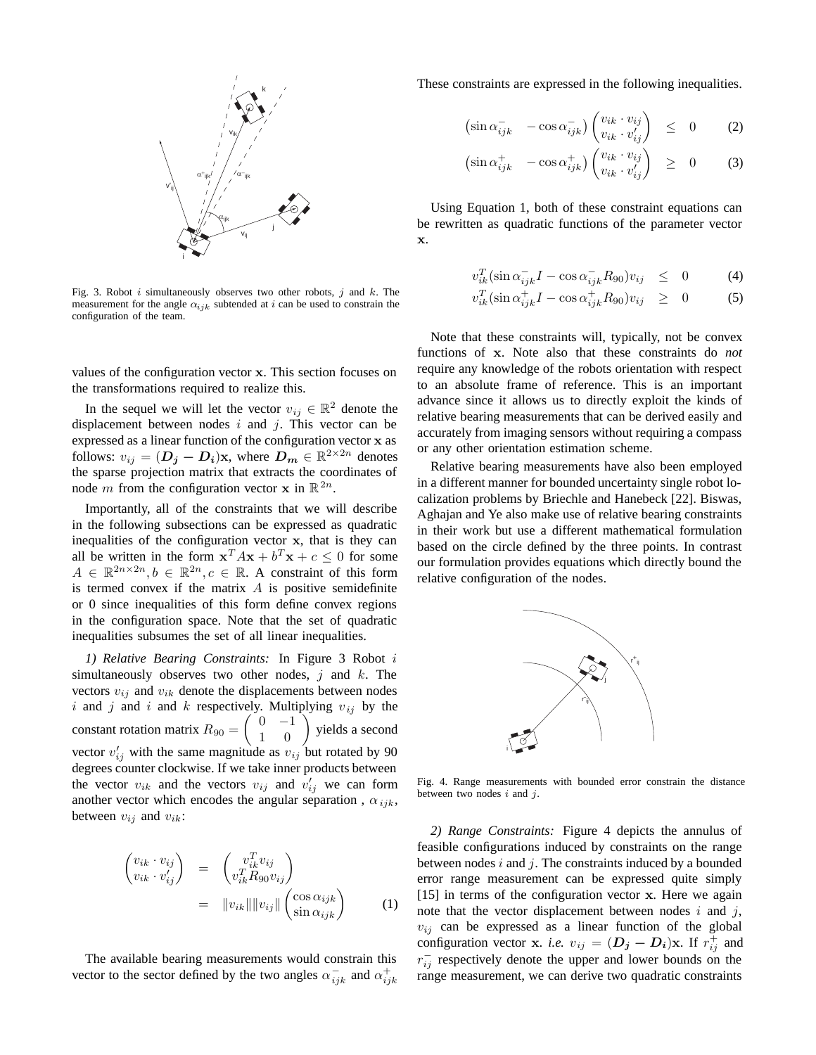Fig. 3. Robot $i$ simultaneously observes two other robots, $j$ and $k$. The measurement for the angle $\alpha_{ijk}$ subtended at $i$ can be used to constrain the configuration of the team.

values of the configuration vector $\mathbf{x}$. This section focuses on the transformations required to realize this.

In the sequel we will let the vector $v_{ij} \in \mathbb{R}^2$ denote the displacement between nodes $i$ and $j$. This vector can be expressed as a linear function of the configuration vector $\mathbf{x}$ as follows: $v_{ij} = (\boldsymbol{D_j} - \boldsymbol{D_i})\mathbf{x}$, where $\boldsymbol{D_m} \in \mathbb{R}^{2\times 2n}$ denotes the sparse projection matrix that extracts the coordinates of node $m$ from the configuration vector $\mathbf{x}$ in $\mathbb{R}^{2n}$.

Importantly, all of the constraints that we will describe in the following subsections can be expressed as quadratic inequalities of the configuration vector $\mathbf{x}$, that is they can all be written in the form $\mathbf{x}^T A\mathbf{x} + b^T\mathbf{x} + c \leq 0$ for some $A \in \mathbb{R}^{2n\times 2n}, b \in \mathbb{R}^{2n}, c \in \mathbb{R}$. A constraint of this form is termed convex if the matrix $A$ is positive semidefinite or 0 since inequalities of this form define convex regions in the configuration space. Note that the set of quadratic inequalities subsumes the set of all linear inequalities.

*1) Relative Bearing Constraints:* In Figure 3 Robot $i$ simultaneously observes two other nodes, $j$ and $k$. The vectors $v_{ij}$ and $v_{ik}$ denote the displacements between nodes $i$ and $j$ and $i$ and $k$ respectively. Multiplying $v_{ij}$ by the constant rotation matrix $R_{90} = \begin{pmatrix} 0 & -1 \\ 1 & 0 \end{pmatrix}$ yields a second vector $v'_{ij}$ with the same magnitude as $v_{ij}$ but rotated by 90 degrees counter clockwise. If we take inner products between the vector $v_{ik}$ and the vectors $v_{ij}$ and $v'_{ij}$ we can form another vector which encodes the angular separation , $\alpha_{ijk}$, between $v_{ij}$ and $v_{ik}$:

$$
\begin{aligned}
\begin{pmatrix} v_{ik} \cdot v_{ij} \\ v_{ik} \cdot v'_{ij} \end{pmatrix} &= \begin{pmatrix} v_{ik}^T v_{ij} \\ v_{ik}^T R_{90} v_{ij} \end{pmatrix} \\
&= \|v_{ik}\| \|v_{ij}\| \begin{pmatrix} \cos\alpha_{ijk} \\ \sin\alpha_{ijk} \end{pmatrix} \qquad (1)
\end{aligned}
$$

The available bearing measurements would constrain this vector to the sector defined by the two angles $\alpha^-_{ijk}$ and $\alpha^+_{ijk}$. These constraints are expressed in the following inequalities.

$$
\begin{pmatrix} \sin\alpha^-_{ijk} & -\cos\alpha^-_{ijk} \end{pmatrix} \begin{pmatrix} v_{ik} \cdot v_{ij} \\ v_{ik} \cdot v'_{ij} \end{pmatrix} \leq 0 \qquad (2)
$$

$$
\begin{pmatrix} \sin\alpha^+_{ijk} & -\cos\alpha^+_{ijk} \end{pmatrix} \begin{pmatrix} v_{ik} \cdot v_{ij} \\ v_{ik} \cdot v'_{ij} \end{pmatrix} \geq 0 \qquad (3)
$$

Using Equation 1, both of these constraint equations can be rewritten as quadratic functions of the parameter vector $\mathbf{x}$.

$$
v_{ik}^T (\sin\alpha^-_{ijk} I - \cos\alpha^-_{ijk} R_{90}) v_{ij} \leq 0 \qquad (4)
$$

$$
v_{ik}^T (\sin\alpha^+_{ijk} I - \cos\alpha^+_{ijk} R_{90}) v_{ij} \geq 0 \qquad (5)
$$

Note that these constraints will, typically, not be convex functions of $\mathbf{x}$. Note also that these constraints do *not* require any knowledge of the robots orientation with respect to an absolute frame of reference. This is an important advance since it allows us to directly exploit the kinds of relative bearing measurements that can be derived easily and accurately from imaging sensors without requiring a compass or any other orientation estimation scheme.

Relative bearing measurements have also been employed in a different manner for bounded uncertainty single robot localization problems by Briechle and Hanebeck [22]. Biswas, Aghajan and Ye also make use of relative bearing constraints in their work but use a different mathematical formulation based on the circle defined by the three points. In contrast our formulation provides equations which directly bound the relative configuration of the nodes.

Fig. 4. Range measurements with bounded error constrain the distance between two nodes $i$ and $j$.

*2) Range Constraints:* Figure 4 depicts the annulus of feasible configurations induced by constraints on the range between nodes $i$ and $j$. The constraints induced by a bounded error range measurement can be expressed quite simply [15] in terms of the configuration vector $\mathbf{x}$. Here we again note that the vector displacement between nodes $i$ and $j$, $v_{ij}$ can be expressed as a linear function of the global configuration vector $\mathbf{x}$. *i.e.* $v_{ij} = (\boldsymbol{D_j} - \boldsymbol{D_i})\mathbf{x}$. If $r^+_{ij}$ and $r^-_{ij}$ respectively denote the upper and lower bounds on the range measurement, we can derive two quadratic constraints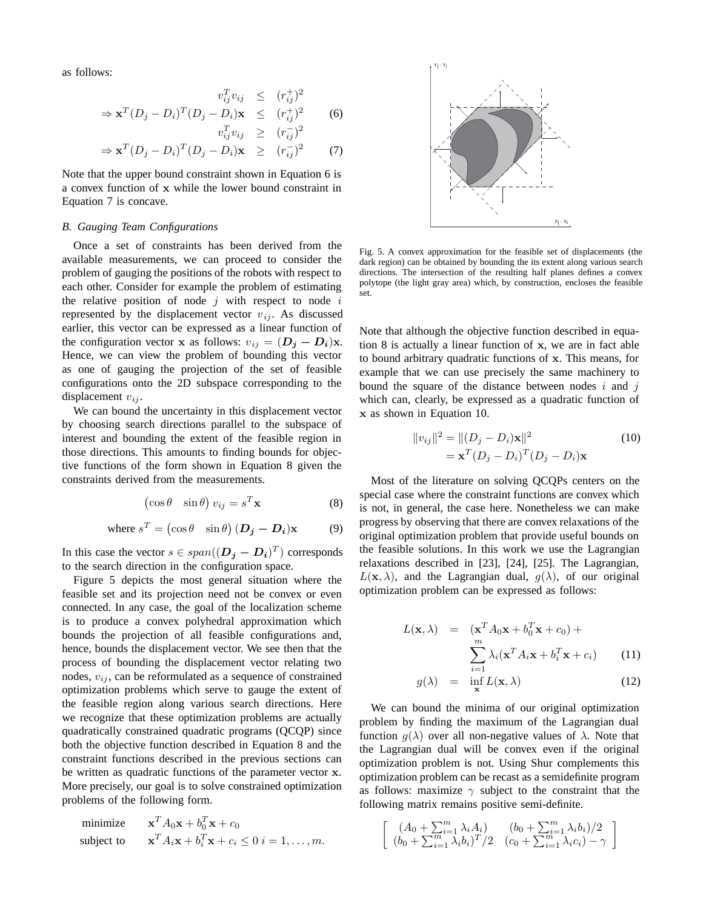as follows:

$$
\begin{aligned}
v_{ij}^T v_{ij} &\leq (r_{ij}^+)^2 \\
\Rightarrow \mathbf{x}^T (D_j - D_i)^T (D_j - D_i)\mathbf{x} &\leq (r_{ij}^+)^2 \qquad (6)\\
v_{ij}^T v_{ij} &\geq (r_{ij}^-)^2 \\
\Rightarrow \mathbf{x}^T (D_j - D_i)^T (D_j - D_i)\mathbf{x} &\geq (r_{ij}^-)^2 \qquad (7)
\end{aligned}
$$

Note that the upper bound constraint shown in Equation 6 is a convex function of $\mathbf{x}$ while the lower bound constraint in Equation 7 is concave.

### *B. Gauging Team Configurations*

Once a set of constraints has been derived from the available measurements, we can proceed to consider the problem of gauging the positions of the robots with respect to each other. Consider for example the problem of estimating the relative position of node $j$ with respect to node $i$ represented by the displacement vector $v_{ij}$. As discussed earlier, this vector can be expressed as a linear function of the configuration vector $\mathbf{x}$ as follows: $v_{ij} = (\boldsymbol{D_j} - \boldsymbol{D_i})\mathbf{x}$. Hence, we can view the problem of bounding this vector as one of gauging the projection of the set of feasible configurations onto the 2D subspace corresponding to the displacement $v_{ij}$.

We can bound the uncertainty in this displacement vector by choosing search directions parallel to the subspace of interest and bounding the extent of the feasible region in those directions. This amounts to finding bounds for objective functions of the form shown in Equation 8 given the constraints derived from the measurements.

$$
\begin{pmatrix} \cos\theta & \sin\theta \end{pmatrix} v_{ij} = s^T \mathbf{x} \qquad (8)
$$

$$
\text{where } s^T = \begin{pmatrix} \cos\theta & \sin\theta \end{pmatrix} (\boldsymbol{D_j} - \boldsymbol{D_i})\mathbf{x} \qquad (9)
$$

In this case the vector $s \in span((\boldsymbol{D_j} - \boldsymbol{D_i})^T)$ corresponds to the search direction in the configuration space.

Figure 5 depicts the most general situation where the feasible set and its projection need not be convex or even connected. In any case, the goal of the localization scheme is to produce a convex polyhedral approximation which bounds the projection of all feasible configurations and, hence, bounds the displacement vector. We see then that the process of bounding the displacement vector relating two nodes, $v_{ij}$, can be reformulated as a sequence of constrained optimization problems which serve to gauge the extent of the feasible region along various search directions. Here we recognize that these optimization problems are actually quadratically constrained quadratic programs (QCQP) since both the objective function described in Equation 8 and the constraint functions described in the previous sections can be written as quadratic functions of the parameter vector $\mathbf{x}$. More precisely, our goal is to solve constrained optimization problems of the following form.

$$
\begin{aligned}
\text{minimize} \quad & \mathbf{x}^T A_0 \mathbf{x} + b_0^T \mathbf{x} + c_0 \\
\text{subject to} \quad & \mathbf{x}^T A_i \mathbf{x} + b_i^T \mathbf{x} + c_i \leq 0 \;\; i = 1, \ldots, m.
\end{aligned}
$$

Fig. 5. A convex approximation for the feasible set of displacements (the dark region) can be obtained by bounding the its extent along various search directions. The intersection of the resulting half planes defines a convex polytope (the light gray area) which, by construction, encloses the feasible set.

Note that although the objective function described in equation 8 is actually a linear function of $\mathbf{x}$, we are in fact able to bound arbitrary quadratic functions of $\mathbf{x}$. This means, for example that we can use precisely the same machinery to bound the square of the distance between nodes $i$ and $j$ which can, clearly, be expressed as a quadratic function of $\mathbf{x}$ as shown in Equation 10.

$$
\begin{aligned}
\|v_{ij}\|^2 &= \|(D_j - D_i)\mathbf{x}\|^2 \qquad (10)\\
&= \mathbf{x}^T (D_j - D_i)^T (D_j - D_i)\mathbf{x}
\end{aligned}
$$

Most of the literature on solving QCQPs centers on the special case where the constraint functions are convex which is not, in general, the case here. Nonetheless we can make progress by observing that there are convex relaxations of the original optimization problem that provide useful bounds on the feasible solutions. In this work we use the Lagrangian relaxations described in [23], [24], [25]. The Lagrangian, $L(\mathbf{x}, \lambda)$, and the Lagrangian dual, $g(\lambda)$, of our original optimization problem can be expressed as follows:

$$
\begin{aligned}
L(\mathbf{x}, \lambda) &= (\mathbf{x}^T A_0 \mathbf{x} + b_0^T \mathbf{x} + c_0) + \\
&\quad \sum_{i=1}^{m} \lambda_i (\mathbf{x}^T A_i \mathbf{x} + b_i^T \mathbf{x} + c_i) \qquad (11)\\
g(\lambda) &= \inf_{\mathbf{x}} L(\mathbf{x}, \lambda) \qquad (12)
\end{aligned}
$$

We can bound the minima of our original optimization problem by finding the maximum of the Lagrangian dual function $g(\lambda)$ over all non-negative values of $\lambda$. Note that the Lagrangian dual will be convex even if the original optimization problem is not. Using Shur complements this optimization problem can be recast as a semidefinite program as follows: maximize $\gamma$ subject to the constraint that the following matrix remains positive semi-definite.

$$
\begin{bmatrix}
(A_0 + \sum_{i=1}^{m} \lambda_i A_i) & (b_0 + \sum_{i=1}^{m} \lambda_i b_i)/2 \\
(b_0 + \sum_{i=1}^{m} \lambda_i b_i)^T/2 & (c_0 + \sum_{i=1}^{m} \lambda_i c_i) - \gamma
\end{bmatrix}
$$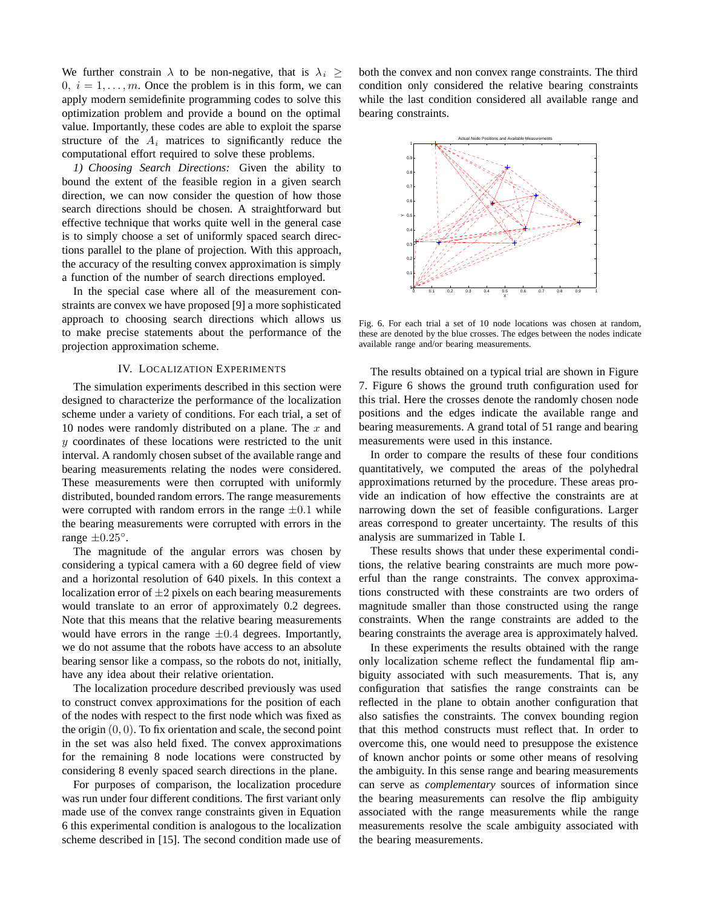We further constrain $\lambda$ to be non-negative, that is $\lambda_i \geq 0,\ i = 1, \ldots, m$. Once the problem is in this form, we can apply modern semidefinite programming codes to solve this optimization problem and provide a bound on the optimal value. Importantly, these codes are able to exploit the sparse structure of the $A_i$ matrices to significantly reduce the computational effort required to solve these problems.

*1) Choosing Search Directions:* Given the ability to bound the extent of the feasible region in a given search direction, we can now consider the question of how those search directions should be chosen. A straightforward but effective technique that works quite well in the general case is to simply choose a set of uniformly spaced search directions parallel to the plane of projection. With this approach, the accuracy of the resulting convex approximation is simply a function of the number of search directions employed.

In the special case where all of the measurement constraints are convex we have proposed [9] a more sophisticated approach to choosing search directions which allows us to make precise statements about the performance of the projection approximation scheme.

## IV. Localization Experiments

The simulation experiments described in this section were designed to characterize the performance of the localization scheme under a variety of conditions. For each trial, a set of 10 nodes were randomly distributed on a plane. The $x$ and $y$ coordinates of these locations were restricted to the unit interval. A randomly chosen subset of the available range and bearing measurements relating the nodes were considered. These measurements were then corrupted with uniformly distributed, bounded random errors. The range measurements were corrupted with random errors in the range $\pm 0.1$ while the bearing measurements were corrupted with errors in the range $\pm 0.25°$.

The magnitude of the angular errors was chosen by considering a typical camera with a 60 degree field of view and a horizontal resolution of 640 pixels. In this context a localization error of $\pm 2$ pixels on each bearing measurements would translate to an error of approximately 0.2 degrees. Note that this means that the relative bearing measurements would have errors in the range $\pm 0.4$ degrees. Importantly, we do not assume that the robots have access to an absolute bearing sensor like a compass, so the robots do not, initially, have any idea about their relative orientation.

The localization procedure described previously was used to construct convex approximations for the position of each of the nodes with respect to the first node which was fixed as the origin $(0, 0)$. To fix orientation and scale, the second point in the set was also held fixed. The convex approximations for the remaining 8 node locations were constructed by considering 8 evenly spaced search directions in the plane.

For purposes of comparison, the localization procedure was run under four different conditions. The first variant only made use of the convex range constraints given in Equation 6 this experimental condition is analogous to the localization scheme described in [15]. The second condition made use of both the convex and non convex range constraints. The third condition only considered the relative bearing constraints while the last condition considered all available range and bearing constraints.

Fig. 6. For each trial a set of 10 node locations was chosen at random, these are denoted by the blue crosses. The edges between the nodes indicate available range and/or bearing measurements.

The results obtained on a typical trial are shown in Figure 7. Figure 6 shows the ground truth configuration used for this trial. Here the crosses denote the randomly chosen node positions and the edges indicate the available range and bearing measurements. A grand total of 51 range and bearing measurements were used in this instance.

In order to compare the results of these four conditions quantitatively, we computed the areas of the polyhedral approximations returned by the procedure. These areas provide an indication of how effective the constraints are at narrowing down the set of feasible configurations. Larger areas correspond to greater uncertainty. The results of this analysis are summarized in Table I.

These results shows that under these experimental conditions, the relative bearing constraints are much more powerful than the range constraints. The convex approximations constructed with these constraints are two orders of magnitude smaller than those constructed using the range constraints. When the range constraints are added to the bearing constraints the average area is approximately halved.

In these experiments the results obtained with the range only localization scheme reflect the fundamental flip ambiguity associated with such measurements. That is, any configuration that satisfies the range constraints can be reflected in the plane to obtain another configuration that also satisfies the constraints. The convex bounding region that this method constructs must reflect that. In order to overcome this, one would need to presuppose the existence of known anchor points or some other means of resolving the ambiguity. In this sense range and bearing measurements can serve as *complementary* sources of information since the bearing measurements can resolve the flip ambiguity associated with the range measurements while the range measurements resolve the scale ambiguity associated with the bearing measurements.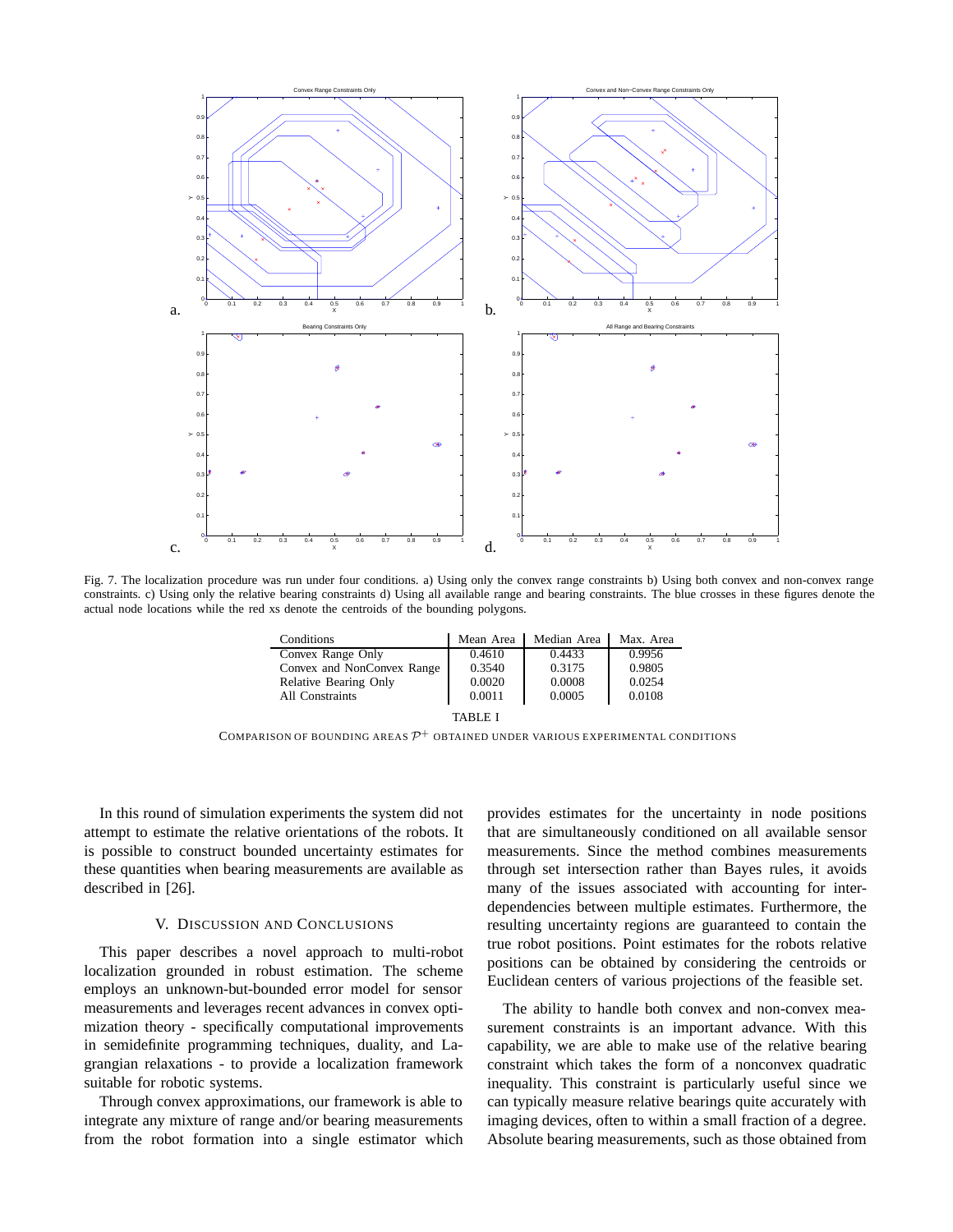Fig. 7. The localization procedure was run under four conditions. a) Using only the convex range constraints b) Using both convex and non-convex range constraints. c) Using only the relative bearing constraints d) Using all available range and bearing constraints. The blue crosses in these figures denote the actual node locations while the red xs denote the centroids of the bounding polygons.

| Conditions | Mean Area | Median Area | Max. Area |
|---|---|---|---|
| Convex Range Only | 0.4610 | 0.4433 | 0.9956 |
| Convex and NonConvex Range | 0.3540 | 0.3175 | 0.9805 |
| Relative Bearing Only | 0.0020 | 0.0008 | 0.0254 |
| All Constraints | 0.0011 | 0.0005 | 0.0108 |

TABLE I

COMPARISON OF BOUNDING AREAS $\mathcal{P}^+$ OBTAINED UNDER VARIOUS EXPERIMENTAL CONDITIONS

In this round of simulation experiments the system did not attempt to estimate the relative orientations of the robots. It is possible to construct bounded uncertainty estimates for these quantities when bearing measurements are available as described in [26].

## V. Discussion and Conclusions

This paper describes a novel approach to multi-robot localization grounded in robust estimation. The scheme employs an unknown-but-bounded error model for sensor measurements and leverages recent advances in convex optimization theory - specifically computational improvements in semidefinite programming techniques, duality, and Lagrangian relaxations - to provide a localization framework suitable for robotic systems.

Through convex approximations, our framework is able to integrate any mixture of range and/or bearing measurements from the robot formation into a single estimator which provides estimates for the uncertainty in node positions that are simultaneously conditioned on all available sensor measurements. Since the method combines measurements through set intersection rather than Bayes rules, it avoids many of the issues associated with accounting for inter-dependencies between multiple estimates. Furthermore, the resulting uncertainty regions are guaranteed to contain the true robot positions. Point estimates for the robots relative positions can be obtained by considering the centroids or Euclidean centers of various projections of the feasible set.

The ability to handle both convex and non-convex measurement constraints is an important advance. With this capability, we are able to make use of the relative bearing constraint which takes the form of a nonconvex quadratic inequality. This constraint is particularly useful since we can typically measure relative bearings quite accurately with imaging devices, often to within a small fraction of a degree. Absolute bearing measurements, such as those obtained from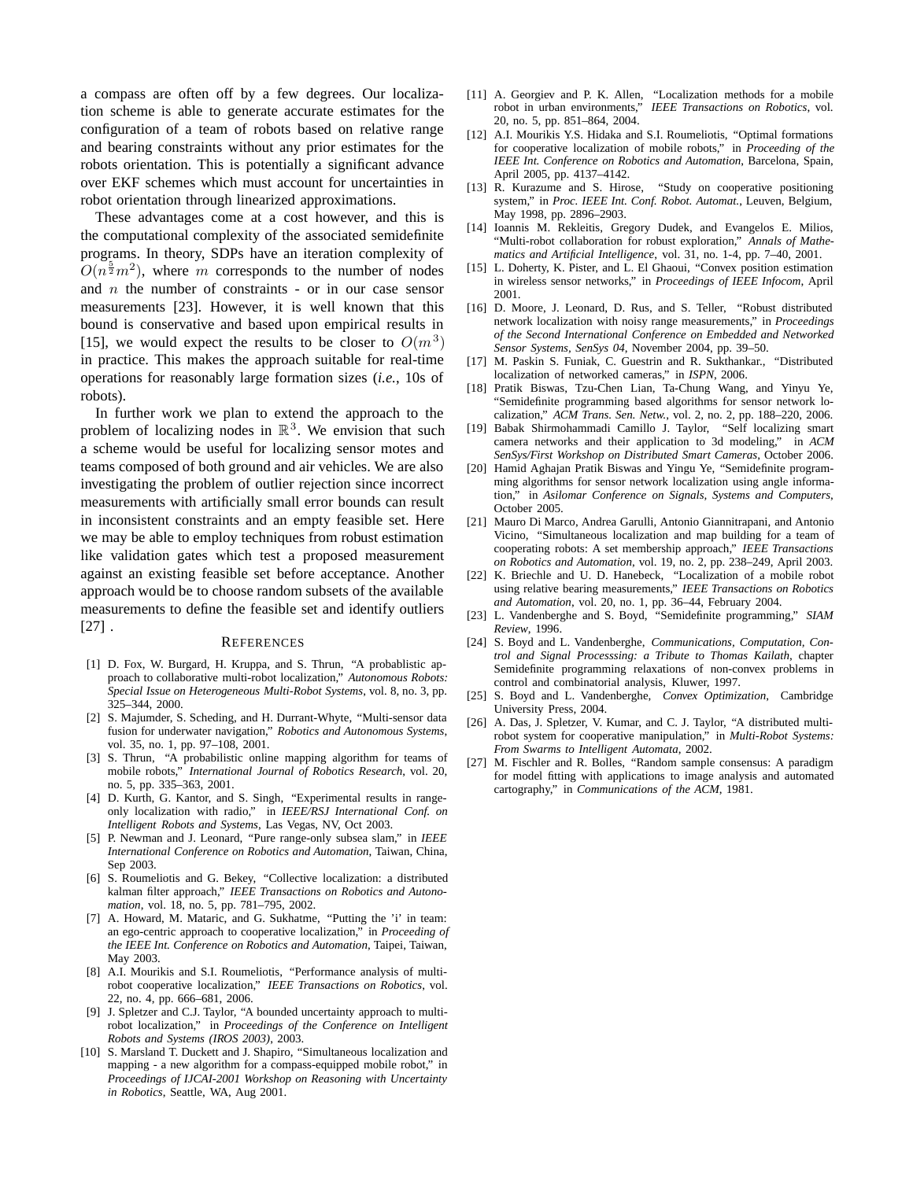a compass are often off by a few degrees. Our localization scheme is able to generate accurate estimates for the configuration of a team of robots based on relative range and bearing constraints without any prior estimates for the robots orientation. This is potentially a significant advance over EKF schemes which must account for uncertainties in robot orientation through linearized approximations.

These advantages come at a cost however, and this is the computational complexity of the associated semidefinite programs. In theory, SDPs have an iteration complexity of $O(n^{\frac{5}{2}}m^2)$, where $m$ corresponds to the number of nodes and $n$ the number of constraints - or in our case sensor measurements [23]. However, it is well known that this bound is conservative and based upon empirical results in [15], we would expect the results to be closer to $O(m^3)$ in practice. This makes the approach suitable for real-time operations for reasonably large formation sizes (*i.e.*, 10s of robots).

In further work we plan to extend the approach to the problem of localizing nodes in $\mathbb{R}^3$. We envision that such a scheme would be useful for localizing sensor motes and teams composed of both ground and air vehicles. We are also investigating the problem of outlier rejection since incorrect measurements with artificially small error bounds can result in inconsistent constraints and an empty feasible set. Here we may be able to employ techniques from robust estimation like validation gates which test a proposed measurement against an existing feasible set before acceptance. Another approach would be to choose random subsets of the available measurements to define the feasible set and identify outliers [27] .

## References

[1] D. Fox, W. Burgard, H. Kruppa, and S. Thrun, "A probablistic approach to collaborative multi-robot localization," *Autonomous Robots: Special Issue on Heterogeneous Multi-Robot Systems*, vol. 8, no. 3, pp. 325–344, 2000.

[2] S. Majumder, S. Scheding, and H. Durrant-Whyte, "Multi-sensor data fusion for underwater navigation," *Robotics and Autonomous Systems*, vol. 35, no. 1, pp. 97–108, 2001.

[3] S. Thrun, "A probabilistic online mapping algorithm for teams of mobile robots," *International Journal of Robotics Research*, vol. 20, no. 5, pp. 335–363, 2001.

[4] D. Kurth, G. Kantor, and S. Singh, "Experimental results in range-only localization with radio," in *IEEE/RSJ International Conf. on Intelligent Robots and Systems*, Las Vegas, NV, Oct 2003.

[5] P. Newman and J. Leonard, "Pure range-only subsea slam," in *IEEE International Conference on Robotics and Automation*, Taiwan, China, Sep 2003.

[6] S. Roumeliotis and G. Bekey, "Collective localization: a distributed kalman filter approach," *IEEE Transactions on Robotics and Automation*, vol. 18, no. 5, pp. 781–795, 2002.

[7] A. Howard, M. Mataric, and G. Sukhatme, "Putting the 'i' in team: an ego-centric approach to cooperative localization," in *Proceeding of the IEEE Int. Conference on Robotics and Automation*, Taipei, Taiwan, May 2003.

[8] A.I. Mourikis and S.I. Roumeliotis, "Performance analysis of multi-robot cooperative localization," *IEEE Transactions on Robotics*, vol. 22, no. 4, pp. 666–681, 2006.

[9] J. Spletzer and C.J. Taylor, "A bounded uncertainty approach to multi-robot localization," in *Proceedings of the Conference on Intelligent Robots and Systems (IROS 2003)*, 2003.

[10] S. Marsland T. Duckett and J. Shapiro, "Simultaneous localization and mapping - a new algorithm for a compass-equipped mobile robot," in *Proceedings of IJCAI-2001 Workshop on Reasoning with Uncertainty in Robotics*, Seattle, WA, Aug 2001.

[11] A. Georgiev and P. K. Allen, "Localization methods for a mobile robot in urban environments," *IEEE Transactions on Robotics*, vol. 20, no. 5, pp. 851–864, 2004.

[12] A.I. Mourikis Y.S. Hidaka and S.I. Roumeliotis, "Optimal formations for cooperative localization of mobile robots," in *Proceeding of the IEEE Int. Conference on Robotics and Automation*, Barcelona, Spain, April 2005, pp. 4137–4142.

[13] R. Kurazume and S. Hirose, "Study on cooperative positioning system," in *Proc. IEEE Int. Conf. Robot. Automat.*, Leuven, Belgium, May 1998, pp. 2896–2903.

[14] Ioannis M. Rekleitis, Gregory Dudek, and Evangelos E. Milios, "Multi-robot collaboration for robust exploration," *Annals of Mathematics and Artificial Intelligence*, vol. 31, no. 1-4, pp. 7–40, 2001.

[15] L. Doherty, K. Pister, and L. El Ghaoui, "Convex position estimation in wireless sensor networks," in *Proceedings of IEEE Infocom*, April 2001.

[16] D. Moore, J. Leonard, D. Rus, and S. Teller, "Robust distributed network localization with noisy range measurements," in *Proceedings of the Second International Conference on Embedded and Networked Sensor Systems, SenSys 04*, November 2004, pp. 39–50.

[17] M. Paskin S. Funiak, C. Guestrin and R. Sukthankar., "Distributed localization of networked cameras," in *ISPN*, 2006.

[18] Pratik Biswas, Tzu-Chen Lian, Ta-Chung Wang, and Yinyu Ye, "Semidefinite programming based algorithms for sensor network localization," *ACM Trans. Sen. Netw.*, vol. 2, no. 2, pp. 188–220, 2006.

[19] Babak Shirmohammadi Camillo J. Taylor, "Self localizing smart camera networks and their application to 3d modeling," in *ACM SenSys/First Workshop on Distributed Smart Cameras*, October 2006.

[20] Hamid Aghajan Pratik Biswas and Yingu Ye, "Semidefinite programming algorithms for sensor network localization using angle information," in *Asilomar Conference on Signals, Systems and Computers*, October 2005.

[21] Mauro Di Marco, Andrea Garulli, Antonio Giannitrapani, and Antonio Vicino, "Simultaneous localization and map building for a team of cooperating robots: A set membership approach," *IEEE Transactions on Robotics and Automation*, vol. 19, no. 2, pp. 238–249, April 2003.

[22] K. Briechle and U. D. Hanebeck, "Localization of a mobile robot using relative bearing measurements," *IEEE Transactions on Robotics and Automation*, vol. 20, no. 1, pp. 36–44, February 2004.

[23] L. Vandenberghe and S. Boyd, "Semidefinite programming," *SIAM Review*, 1996.

[24] S. Boyd and L. Vandenberghe, *Communications, Computation, Control and Signal Processsing: a Tribute to Thomas Kailath*, chapter Semidefinite programming relaxations of non-convex problems in control and combinatorial analysis, Kluwer, 1997.

[25] S. Boyd and L. Vandenberghe, *Convex Optimization*, Cambridge University Press, 2004.

[26] A. Das, J. Spletzer, V. Kumar, and C. J. Taylor, "A distributed multi-robot system for cooperative manipulation," in *Multi-Robot Systems: From Swarms to Intelligent Automata*, 2002.

[27] M. Fischler and R. Bolles, "Random sample consensus: A paradigm for model fitting with applications to image analysis and automated cartography," in *Communications of the ACM*, 1981.